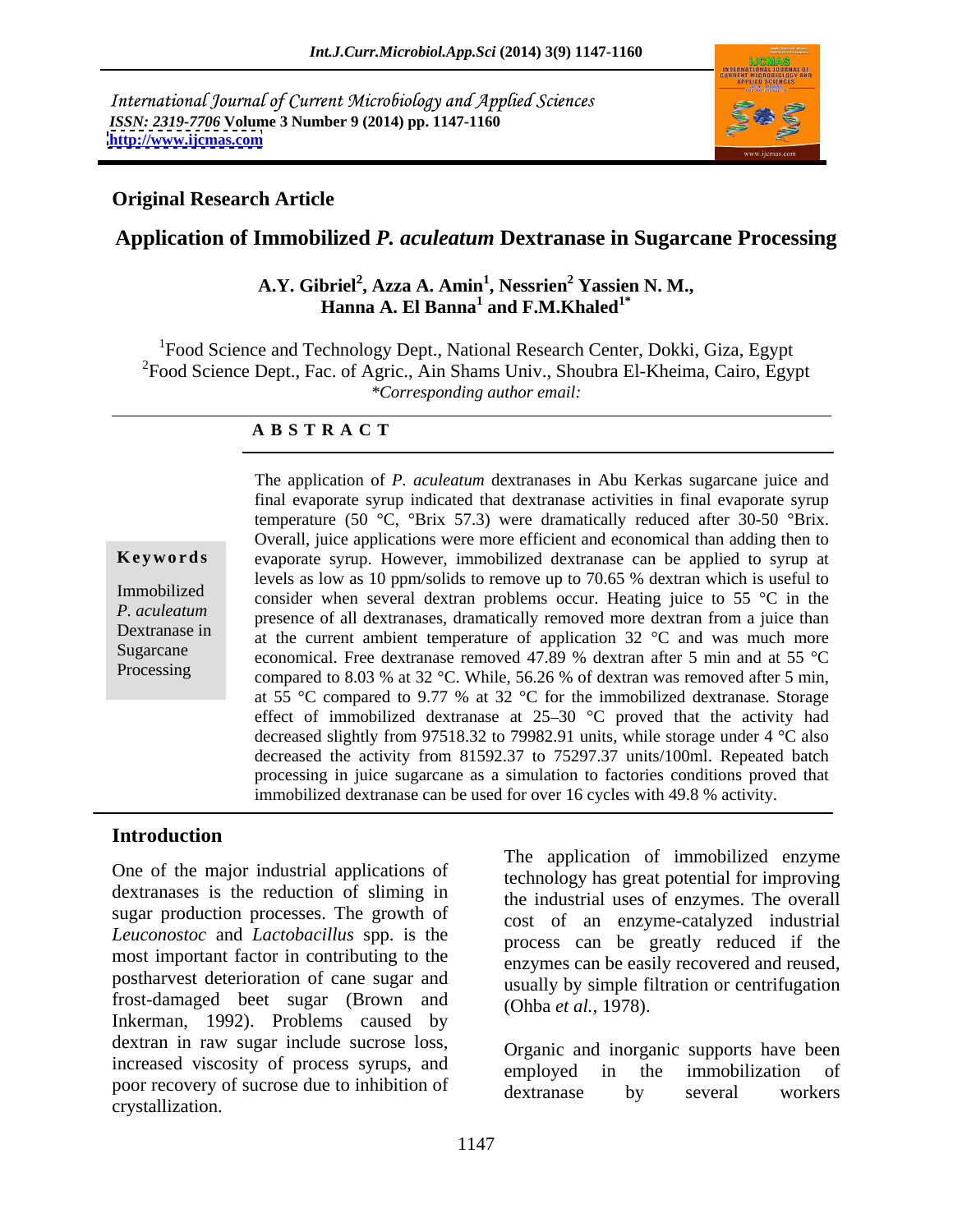International Journal of Current Microbiology and Applied Sciences
*ISSN: 2319-7706* **Volume 3 Number 9 (2014) pp. 1147-1160**
**http://www.ijcmas.com**

## Original Research Article

# Application of Immobilized *P. aculeatum* Dextranase in Sugarcane Processing

**A.Y. Gibriel[2], Azza A. Amin[1], Nessrien[2] Yassien N. M., Hanna A. El Banna[1] and F.M.Khaled[1*]**

[1]Food Science and Technology Dept., National Research Center, Dokki, Giza, Egypt
[2]Food Science Dept., Fac. of Agric., Ain Shams Univ., Shoubra El-Kheima, Cairo, Egypt
*\*Corresponding author email:*

### A B S T R A C T

**Keywords**

Immobilized *P. aculeatum* Dextranase in Sugarcane Processing

The application of *P. aculeatum* dextranases in Abu Kerkas sugarcane juice and final evaporate syrup indicated that dextranase activities in final evaporate syrup temperature (50 °C, °Brix 57.3) were dramatically reduced after 30-50 °Brix. Overall, juice applications were more efficient and economical than adding then to evaporate syrup. However, immobilized dextranase can be applied to syrup at levels as low as 10 ppm/solids to remove up to 70.65 % dextran which is useful to consider when several dextran problems occur. Heating juice to 55 °C in the presence of all dextranases, dramatically removed more dextran from a juice than at the current ambient temperature of application 32 °C and was much more economical. Free dextranase removed 47.89 % dextran after 5 min and at 55 °C compared to 8.03 % at 32 °C. While, 56.26 % of dextran was removed after 5 min, at 55 °C compared to 9.77 % at 32 °C for the immobilized dextranase. Storage effect of immobilized dextranase at 25–30 °C proved that the activity had decreased slightly from 97518.32 to 79982.91 units, while storage under 4 °C also decreased the activity from 81592.37 to 75297.37 units/100ml. Repeated batch processing in juice sugarcane as a simulation to factories conditions proved that immobilized dextranase can be used for over 16 cycles with 49.8 % activity.

## Introduction

One of the major industrial applications of dextranases is the reduction of sliming in sugar production processes. The growth of *Leuconostoc* and *Lactobacillus* spp. is the most important factor in contributing to the postharvest deterioration of cane sugar and frost-damaged beet sugar (Brown and Inkerman, 1992). Problems caused by dextran in raw sugar include sucrose loss, increased viscosity of process syrups, and poor recovery of sucrose due to inhibition of crystallization.

The application of immobilized enzyme technology has great potential for improving the industrial uses of enzymes. The overall cost of an enzyme-catalyzed industrial process can be greatly reduced if the enzymes can be easily recovered and reused, usually by simple filtration or centrifugation (Ohba *et al.,* 1978).

Organic and inorganic supports have been employed in the immobilization of dextranase by several workers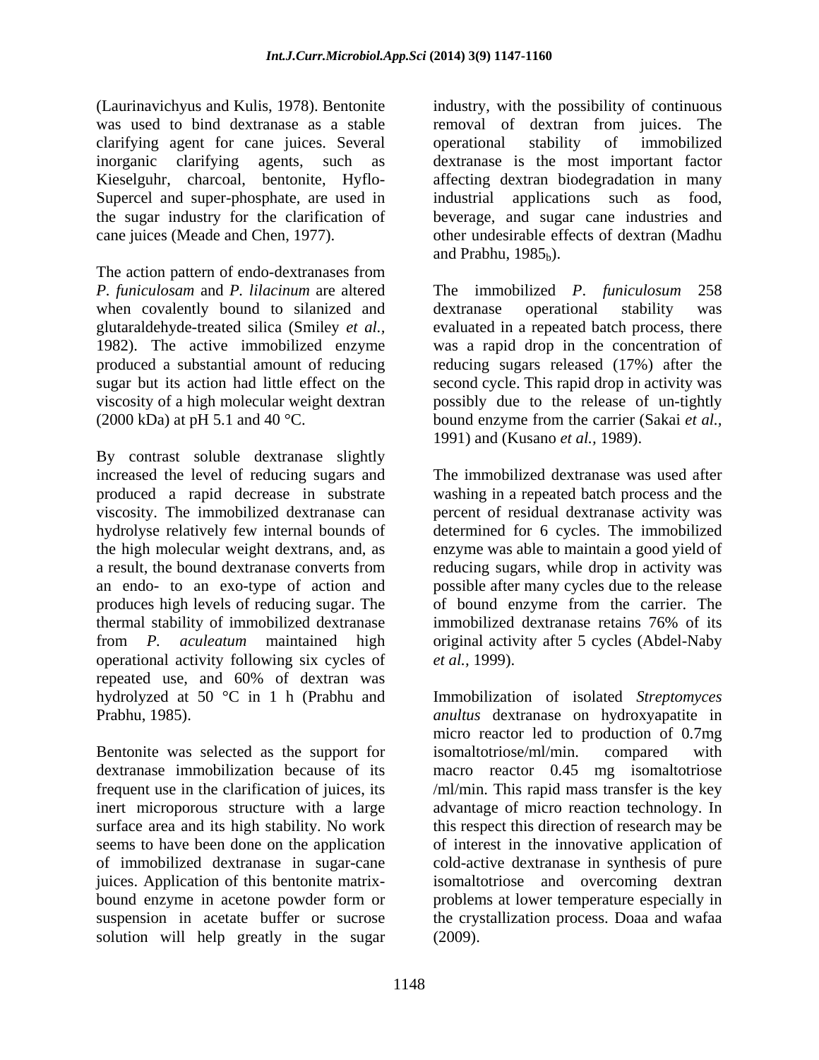(Laurinavichyus and Kulis, 1978). Bentonite was used to bind dextranase as a stable clarifying agent for cane juices. Several inorganic clarifying agents, such as Kieselguhr, charcoal, bentonite, Hyflo-Supercel and super-phosphate, are used in the sugar industry for the clarification of cane juices (Meade and Chen, 1977).

The action pattern of endo-dextranases from *P. funiculosam* and *P. lilacinum* are altered when covalently bound to silanized and glutaraldehyde-treated silica (Smiley *et al.*, 1982). The active immobilized enzyme produced a substantial amount of reducing sugar but its action had little effect on the viscosity of a high molecular weight dextran (2000 kDa) at pH 5.1 and 40 °C.

By contrast soluble dextranase slightly increased the level of reducing sugars and produced a rapid decrease in substrate viscosity. The immobilized dextranase can hydrolyse relatively few internal bounds of the high molecular weight dextrans, and, as a result, the bound dextranase converts from an endo- to an exo-type of action and produces high levels of reducing sugar. The thermal stability of immobilized dextranase from *P. aculeatum* maintained high operational activity following six cycles of repeated use, and 60% of dextran was hydrolyzed at 50 °C in 1 h (Prabhu and Prabhu, 1985).

Bentonite was selected as the support for dextranase immobilization because of its frequent use in the clarification of juices, its inert microporous structure with a large surface area and its high stability. No work seems to have been done on the application of immobilized dextranase in sugar-cane juices. Application of this bentonite matrix-bound enzyme in acetone powder form or suspension in acetate buffer or sucrose solution will help greatly in the sugar industry, with the possibility of continuous removal of dextran from juices. The operational stability of immobilized dextranase is the most important factor affecting dextran biodegradation in many industrial applications such as food, beverage, and sugar cane industries and other undesirable effects of dextran (Madhu and Prabhu, $1985_b$).

The immobilized *P. funiculosum* 258 dextranase operational stability was evaluated in a repeated batch process, there was a rapid drop in the concentration of reducing sugars released (17%) after the second cycle. This rapid drop in activity was possibly due to the release of un-tightly bound enzyme from the carrier (Sakai *et al.*, 1991) and (Kusano *et al.*, 1989).

The immobilized dextranase was used after washing in a repeated batch process and the percent of residual dextranase activity was determined for 6 cycles. The immobilized enzyme was able to maintain a good yield of reducing sugars, while drop in activity was possible after many cycles due to the release of bound enzyme from the carrier. The immobilized dextranase retains 76% of its original activity after 5 cycles (Abdel-Naby *et al.,* 1999).

Immobilization of isolated *Streptomyces anultus* dextranase on hydroxyapatite in micro reactor led to production of 0.7mg isomaltotriose/ml/min. compared with macro reactor 0.45 mg isomaltotriose /ml/min. This rapid mass transfer is the key advantage of micro reaction technology. In this respect this direction of research may be of interest in the innovative application of cold-active dextranase in synthesis of pure isomaltotriose and overcoming dextran problems at lower temperature especially in the crystallization process. Doaa and wafaa (2009).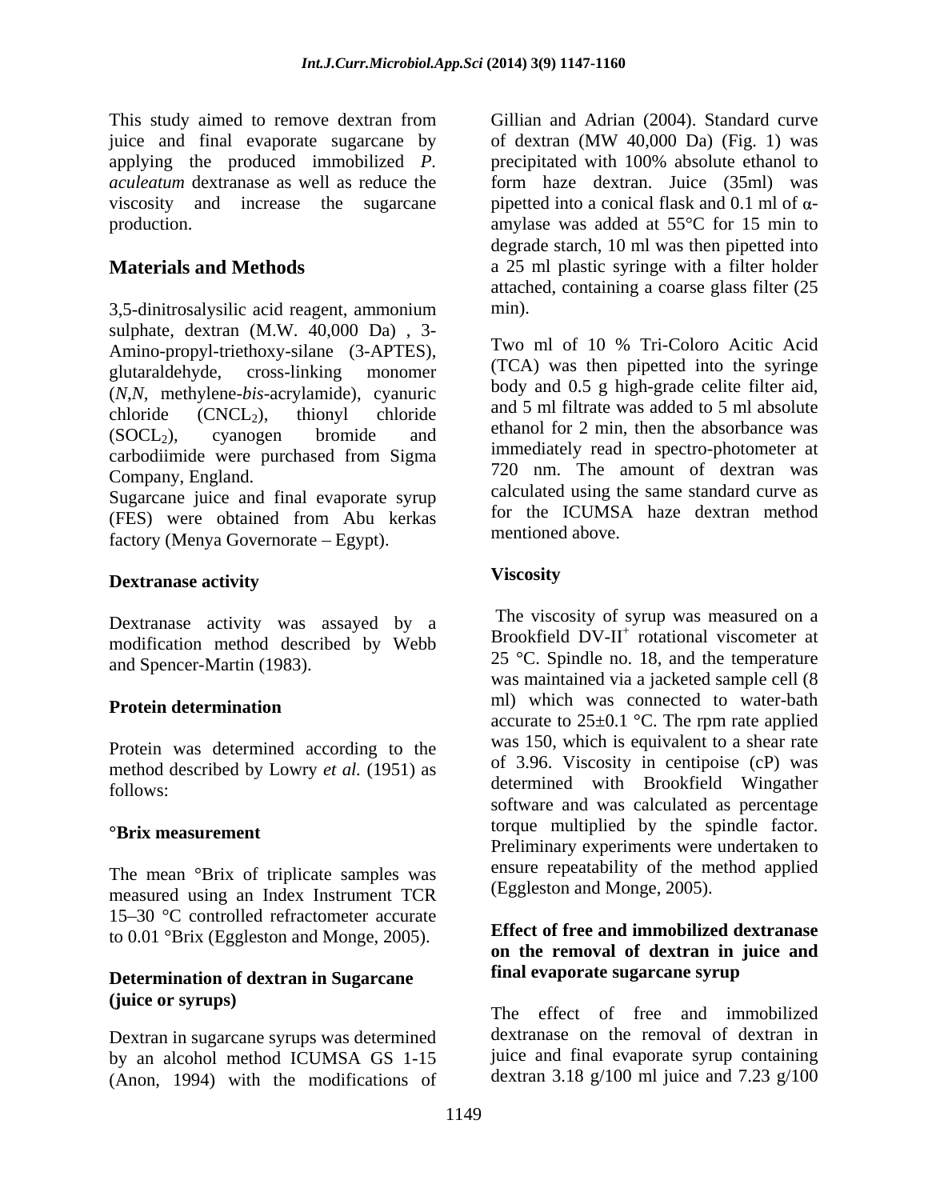This study aimed to remove dextran from juice and final evaporate sugarcane by applying the produced immobilized *P. aculeatum* dextranase as well as reduce the viscosity and increase the sugarcane production.

## Materials and Methods

3,5-dinitrosalysilic acid reagent, ammonium sulphate, dextran (M.W. 40,000 Da) , 3-Amino-propyl-triethoxy-silane (3-APTES), glutaraldehyde, cross-linking monomer (*N,N*, methylene-*bis*-acrylamide), cyanuric chloride ($CNCL_2$), thionyl chloride ($SOCL_2$), cyanogen bromide and carbodiimide were purchased from Sigma Company, England.

Sugarcane juice and final evaporate syrup (FES) were obtained from Abu kerkas factory (Menya Governorate – Egypt).

### Dextranase activity

Dextranase activity was assayed by a modification method described by Webb and Spencer-Martin (1983).

### Protein determination

Protein was determined according to the method described by Lowry *et al.* (1951) as follows:

### °Brix measurement

The mean °Brix of triplicate samples was measured using an Index Instrument TCR 15–30 °C controlled refractometer accurate to 0.01 °Brix (Eggleston and Monge, 2005).

### Determination of dextran in Sugarcane (juice or syrups)

Dextran in sugarcane syrups was determined by an alcohol method ICUMSA GS 1-15 (Anon, 1994) with the modifications of Gillian and Adrian (2004). Standard curve of dextran (MW 40,000 Da) (Fig. 1) was precipitated with 100% absolute ethanol to form haze dextran. Juice (35ml) was pipetted into a conical flask and 0.1 ml of α-amylase was added at 55°C for 15 min to degrade starch, 10 ml was then pipetted into a 25 ml plastic syringe with a filter holder attached, containing a coarse glass filter (25 min).

Two ml of 10 % Tri-Coloro Acitic Acid (TCA) was then pipetted into the syringe body and 0.5 g high-grade celite filter aid, and 5 ml filtrate was added to 5 ml absolute ethanol for 2 min, then the absorbance was immediately read in spectro-photometer at 720 nm. The amount of dextran was calculated using the same standard curve as for the ICUMSA haze dextran method mentioned above.

### Viscosity

The viscosity of syrup was measured on a Brookfield DV-II$^+$ rotational viscometer at 25 °C. Spindle no. 18, and the temperature was maintained via a jacketed sample cell (8 ml) which was connected to water-bath accurate to 25±0.1 °C. The rpm rate applied was 150, which is equivalent to a shear rate of 3.96. Viscosity in centipoise (cP) was determined with Brookfield Wingather software and was calculated as percentage torque multiplied by the spindle factor. Preliminary experiments were undertaken to ensure repeatability of the method applied (Eggleston and Monge, 2005).

### Effect of free and immobilized dextranase on the removal of dextran in juice and final evaporate sugarcane syrup

The effect of free and immobilized dextranase on the removal of dextran in juice and final evaporate syrup containing dextran 3.18 g/100 ml juice and 7.23 g/100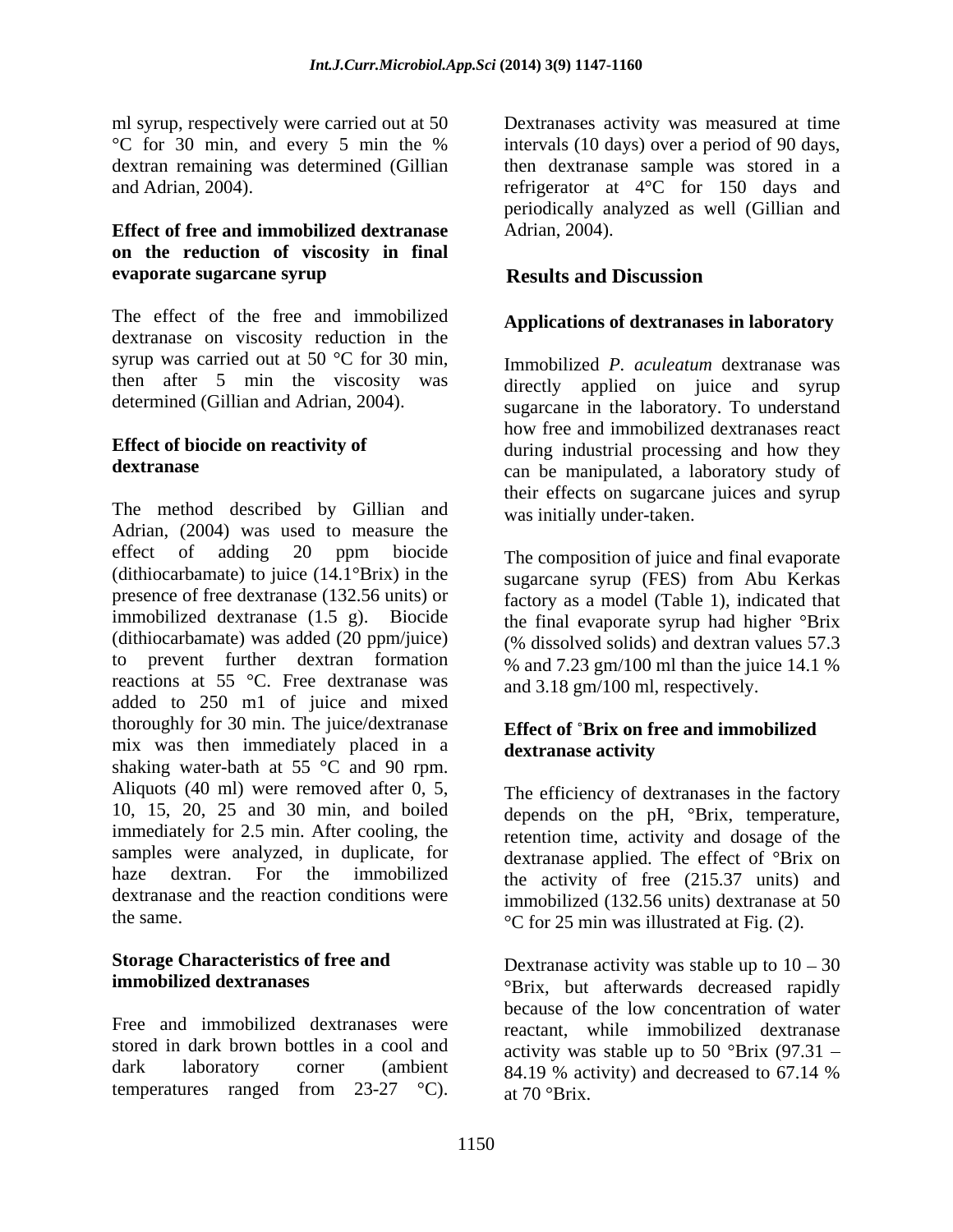ml syrup, respectively were carried out at 50 °C for 30 min, and every 5 min the % dextran remaining was determined (Gillian and Adrian, 2004).

**Effect of free and immobilized dextranase on the reduction of viscosity in final evaporate sugarcane syrup**

The effect of the free and immobilized dextranase on viscosity reduction in the syrup was carried out at 50 °C for 30 min, then after 5 min the viscosity was determined (Gillian and Adrian, 2004).

**Effect of biocide on reactivity of dextranase**

The method described by Gillian and Adrian, (2004) was used to measure the effect of adding 20 ppm biocide (dithiocarbamate) to juice (14.1°Brix) in the presence of free dextranase (132.56 units) or immobilized dextranase (1.5 g). Biocide (dithiocarbamate) was added (20 ppm/juice) to prevent further dextran formation reactions at 55 °C. Free dextranase was added to 250 m1 of juice and mixed thoroughly for 30 min. The juice/dextranase mix was then immediately placed in a shaking water-bath at 55 °C and 90 rpm. Aliquots (40 ml) were removed after 0, 5, 10, 15, 20, 25 and 30 min, and boiled immediately for 2.5 min. After cooling, the samples were analyzed, in duplicate, for haze dextran. For the immobilized dextranase and the reaction conditions were the same.

**Storage Characteristics of free and immobilized dextranases**

Free and immobilized dextranases were stored in dark brown bottles in a cool and dark laboratory corner (ambient temperatures ranged from 23-27 °C). Dextranases activity was measured at time intervals (10 days) over a period of 90 days, then dextranase sample was stored in a refrigerator at 4°C for 150 days and periodically analyzed as well (Gillian and Adrian, 2004).

## Results and Discussion

### Applications of dextranases in laboratory

Immobilized *P. aculeatum* dextranase was directly applied on juice and syrup sugarcane in the laboratory. To understand how free and immobilized dextranases react during industrial processing and how they can be manipulated, a laboratory study of their effects on sugarcane juices and syrup was initially under-taken.

The composition of juice and final evaporate sugarcane syrup (FES) from Abu Kerkas factory as a model (Table 1), indicated that the final evaporate syrup had higher °Brix (% dissolved solids) and dextran values 57.3 % and 7.23 gm/100 ml than the juice 14.1 % and 3.18 gm/100 ml, respectively.

### Effect of °Brix on free and immobilized dextranase activity

The efficiency of dextranases in the factory depends on the pH, °Brix, temperature, retention time, activity and dosage of the dextranase applied. The effect of °Brix on the activity of free (215.37 units) and immobilized (132.56 units) dextranase at 50 °C for 25 min was illustrated at Fig. (2).

Dextranase activity was stable up to 10 – 30 °Brix, but afterwards decreased rapidly because of the low concentration of water reactant, while immobilized dextranase activity was stable up to 50 °Brix (97.31 – 84.19 % activity) and decreased to 67.14 % at 70 °Brix.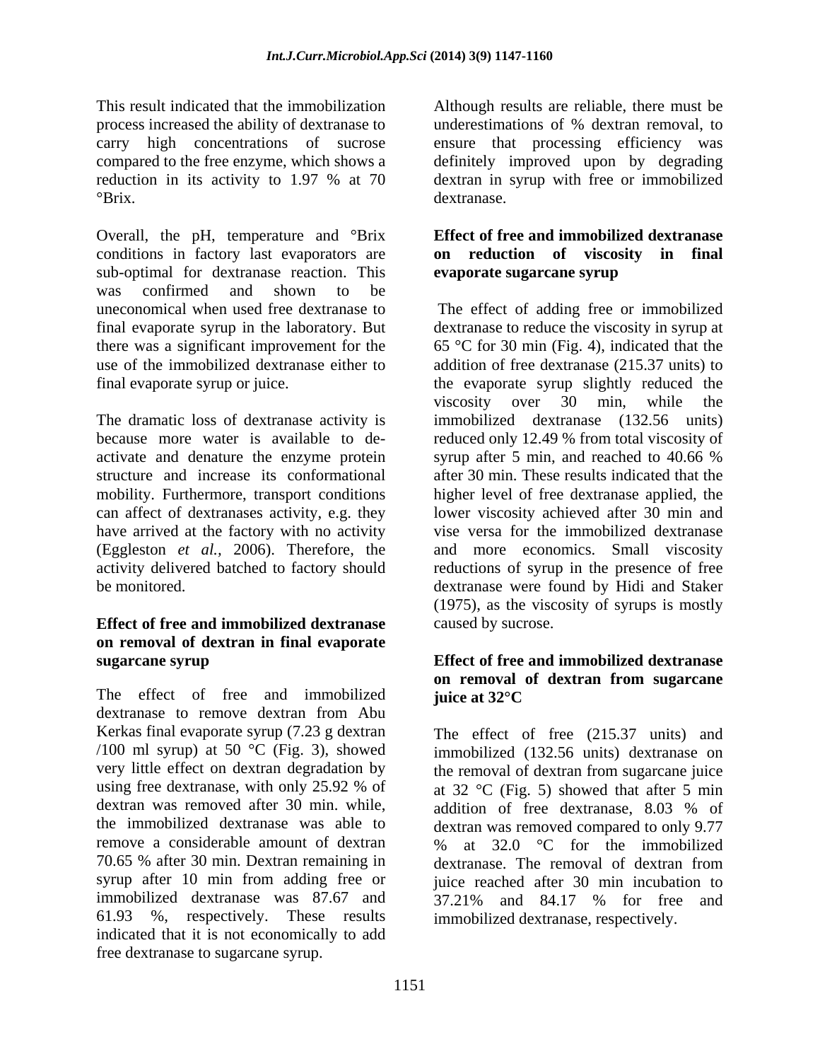This result indicated that the immobilization process increased the ability of dextranase to carry high concentrations of sucrose compared to the free enzyme, which shows a reduction in its activity to 1.97 % at 70 °Brix.

Overall, the pH, temperature and °Brix conditions in factory last evaporators are sub-optimal for dextranase reaction. This was confirmed and shown to be uneconomical when used free dextranase to final evaporate syrup in the laboratory. But there was a significant improvement for the use of the immobilized dextranase either to final evaporate syrup or juice.

The dramatic loss of dextranase activity is because more water is available to de-activate and denature the enzyme protein structure and increase its conformational mobility. Furthermore, transport conditions can affect of dextranases activity, e.g. they have arrived at the factory with no activity (Eggleston *et al.*, 2006). Therefore, the activity delivered batched to factory should be monitored.

**Effect of free and immobilized dextranase on removal of dextran in final evaporate sugarcane syrup**

The effect of free and immobilized dextranase to remove dextran from Abu Kerkas final evaporate syrup (7.23 g dextran /100 ml syrup) at 50 °C (Fig. 3), showed very little effect on dextran degradation by using free dextranase, with only 25.92 % of dextran was removed after 30 min. while, the immobilized dextranase was able to remove a considerable amount of dextran 70.65 % after 30 min. Dextran remaining in syrup after 10 min from adding free or immobilized dextranase was 87.67 and 61.93 %, respectively. These results indicated that it is not economically to add free dextranase to sugarcane syrup.

Although results are reliable, there must be underestimations of % dextran removal, to ensure that processing efficiency was definitely improved upon by degrading dextran in syrup with free or immobilized dextranase.

**Effect of free and immobilized dextranase on reduction of viscosity in final evaporate sugarcane syrup**

The effect of adding free or immobilized dextranase to reduce the viscosity in syrup at 65 °C for 30 min (Fig. 4), indicated that the addition of free dextranase (215.37 units) to the evaporate syrup slightly reduced the viscosity over 30 min, while the immobilized dextranase (132.56 units) reduced only 12.49 % from total viscosity of syrup after 5 min, and reached to 40.66 % after 30 min. These results indicated that the higher level of free dextranase applied, the lower viscosity achieved after 30 min and vise versa for the immobilized dextranase and more economics. Small viscosity reductions of syrup in the presence of free dextranase were found by Hidi and Staker (1975), as the viscosity of syrups is mostly caused by sucrose.

**Effect of free and immobilized dextranase on removal of dextran from sugarcane juice at 32°C**

The effect of free (215.37 units) and immobilized (132.56 units) dextranase on the removal of dextran from sugarcane juice at 32 °C (Fig. 5) showed that after 5 min addition of free dextranase, 8.03 % of dextran was removed compared to only 9.77 % at 32.0 °C for the immobilized dextranase. The removal of dextran from juice reached after 30 min incubation to 37.21% and 84.17 % for free and immobilized dextranase, respectively.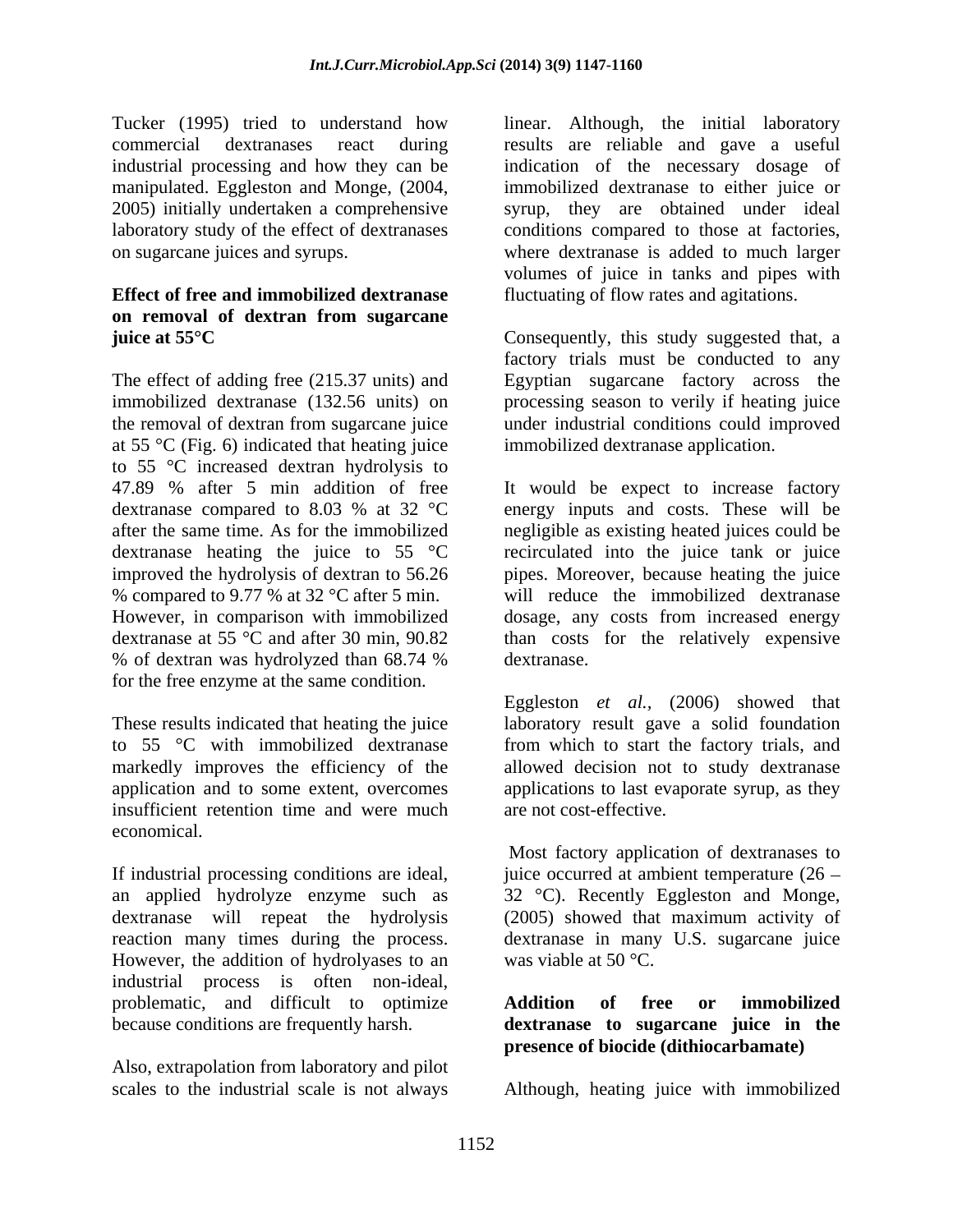Tucker (1995) tried to understand how commercial dextranases react during industrial processing and how they can be manipulated. Eggleston and Monge, (2004, 2005) initially undertaken a comprehensive laboratory study of the effect of dextranases on sugarcane juices and syrups.

### Effect of free and immobilized dextranase on removal of dextran from sugarcane juice at 55°C

The effect of adding free (215.37 units) and immobilized dextranase (132.56 units) on the removal of dextran from sugarcane juice at 55 °C (Fig. 6) indicated that heating juice to 55 °C increased dextran hydrolysis to 47.89 % after 5 min addition of free dextranase compared to 8.03 % at 32 °C after the same time. As for the immobilized dextranase heating the juice to 55 °C improved the hydrolysis of dextran to 56.26 % compared to 9.77 % at 32 °C after 5 min. However, in comparison with immobilized dextranase at 55 °C and after 30 min, 90.82 % of dextran was hydrolyzed than 68.74 % for the free enzyme at the same condition.

These results indicated that heating the juice to 55 °C with immobilized dextranase markedly improves the efficiency of the application and to some extent, overcomes insufficient retention time and were much economical.

If industrial processing conditions are ideal, an applied hydrolyze enzyme such as dextranase will repeat the hydrolysis reaction many times during the process. However, the addition of hydrolyases to an industrial process is often non-ideal, problematic, and difficult to optimize because conditions are frequently harsh.

Also, extrapolation from laboratory and pilot scales to the industrial scale is not always linear. Although, the initial laboratory results are reliable and gave a useful indication of the necessary dosage of immobilized dextranase to either juice or syrup, they are obtained under ideal conditions compared to those at factories, where dextranase is added to much larger volumes of juice in tanks and pipes with fluctuating of flow rates and agitations.

Consequently, this study suggested that, a factory trials must be conducted to any Egyptian sugarcane factory across the processing season to verily if heating juice under industrial conditions could improved immobilized dextranase application.

It would be expect to increase factory energy inputs and costs. These will be negligible as existing heated juices could be recirculated into the juice tank or juice pipes. Moreover, because heating the juice will reduce the immobilized dextranase dosage, any costs from increased energy than costs for the relatively expensive dextranase.

Eggleston *et al.*, (2006) showed that laboratory result gave a solid foundation from which to start the factory trials, and allowed decision not to study dextranase applications to last evaporate syrup, as they are not cost-effective.

Most factory application of dextranases to juice occurred at ambient temperature (26 – 32 °C). Recently Eggleston and Monge, (2005) showed that maximum activity of dextranase in many U.S. sugarcane juice was viable at 50 °C.

### Addition of free or immobilized dextranase to sugarcane juice in the presence of biocide (dithiocarbamate)

Although, heating juice with immobilized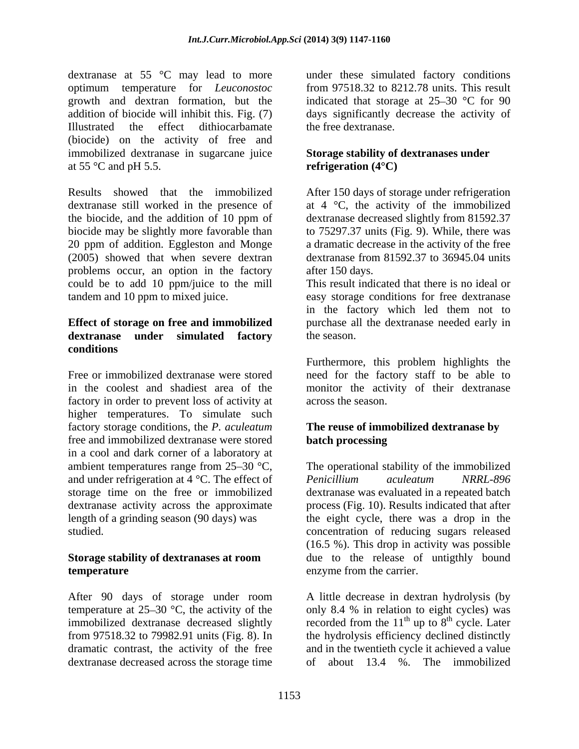dextranase at 55 °C may lead to more optimum temperature for *Leuconostoc* growth and dextran formation, but the addition of biocide will inhibit this. Fig. (7) Illustrated the effect dithiocarbamate (biocide) on the activity of free and immobilized dextranase in sugarcane juice at 55 °C and pH 5.5.

Results showed that the immobilized dextranase still worked in the presence of the biocide, and the addition of 10 ppm of biocide may be slightly more favorable than 20 ppm of addition. Eggleston and Monge (2005) showed that when severe dextran problems occur, an option in the factory could be to add 10 ppm/juice to the mill tandem and 10 ppm to mixed juice.

### Effect of storage on free and immobilized dextranase under simulated factory conditions

Free or immobilized dextranase were stored in the coolest and shadiest area of the factory in order to prevent loss of activity at higher temperatures. To simulate such factory storage conditions, the *P. aculeatum* free and immobilized dextranase were stored in a cool and dark corner of a laboratory at ambient temperatures range from 25–30 °C, and under refrigeration at 4 °C. The effect of storage time on the free or immobilized dextranase activity across the approximate length of a grinding season (90 days) was studied.

### Storage stability of dextranases at room temperature

After 90 days of storage under room temperature at 25–30 °C, the activity of the immobilized dextranase decreased slightly from 97518.32 to 79982.91 units (Fig. 8). In dramatic contrast, the activity of the free dextranase decreased across the storage time under these simulated factory conditions from 97518.32 to 8212.78 units. This result indicated that storage at 25–30 °C for 90 days significantly decrease the activity of the free dextranase.

### Storage stability of dextranases under refrigeration (4°C)

After 150 days of storage under refrigeration at 4 °C, the activity of the immobilized dextranase decreased slightly from 81592.37 to 75297.37 units (Fig. 9). While, there was a dramatic decrease in the activity of the free dextranase from 81592.37 to 36945.04 units after 150 days.
This result indicated that there is no ideal or easy storage conditions for free dextranase in the factory which led them not to purchase all the dextranase needed early in the season.

Furthermore, this problem highlights the need for the factory staff to be able to monitor the activity of their dextranase across the season.

### The reuse of immobilized dextranase by batch processing

The operational stability of the immobilized *Penicillium aculeatum NRRL-896* dextranase was evaluated in a repeated batch process (Fig. 10). Results indicated that after the eight cycle, there was a drop in the concentration of reducing sugars released (16.5 %). This drop in activity was possible due to the release of untigthly bound enzyme from the carrier.

A little decrease in dextran hydrolysis (by only 8.4 % in relation to eight cycles) was recorded from the $11^{th}$ up to $8^{th}$ cycle. Later the hydrolysis efficiency declined distinctly and in the twentieth cycle it achieved a value of about 13.4 %. The immobilized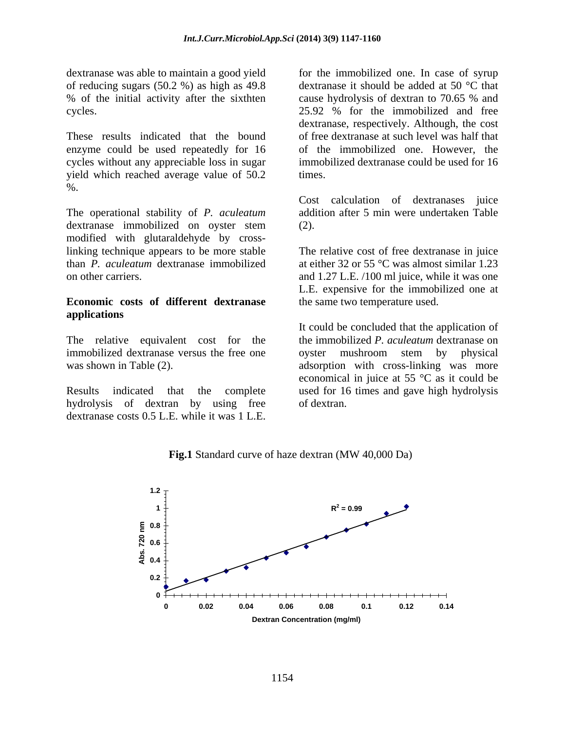dextranase was able to maintain a good yield of reducing sugars (50.2 %) as high as 49.8 % of the initial activity after the sixthten cycles.

These results indicated that the bound enzyme could be used repeatedly for 16 cycles without any appreciable loss in sugar yield which reached average value of 50.2 %.

The operational stability of *P. aculeatum* dextranase immobilized on oyster stem modified with glutaraldehyde by cross-linking technique appears to be more stable than *P. aculeatum* dextranase immobilized on other carriers.

**Economic costs of different dextranase applications**

The relative equivalent cost for the immobilized dextranase versus the free one was shown in Table (2).

Results indicated that the complete hydrolysis of dextran by using free dextranase costs 0.5 L.E. while it was 1 L.E. for the immobilized one. In case of syrup dextranase it should be added at 50 °C that cause hydrolysis of dextran to 70.65 % and 25.92 % for the immobilized and free dextranase, respectively. Although, the cost of free dextranase at such level was half that of the immobilized one. However, the immobilized dextranase could be used for 16 times.

Cost calculation of dextranases juice addition after 5 min were undertaken Table (2).

The relative cost of free dextranase in juice at either 32 or 55 °C was almost similar 1.23 and 1.27 L.E. /100 ml juice, while it was one L.E. expensive for the immobilized one at the same two temperature used.

It could be concluded that the application of the immobilized *P. aculeatum* dextranase on oyster mushroom stem by physical adsorption with cross-linking was more economical in juice at 55 °C as it could be used for 16 times and gave high hydrolysis of dextran.

**Fig.1** Standard curve of haze dextran (MW 40,000 Da)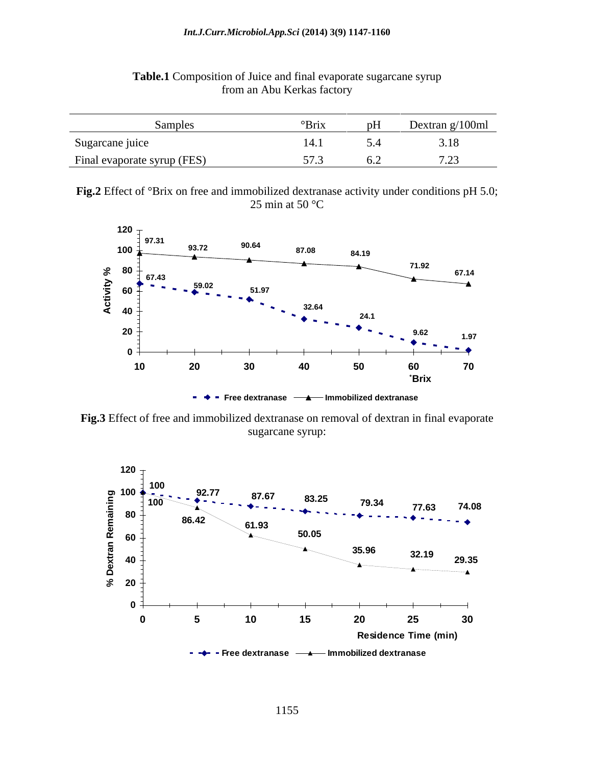**Table.1** Composition of Juice and final evaporate sugarcane syrup from an Abu Kerkas factory

| Samples | °Brix | pH | Dextran g/100ml |
|---|---|---|---|
| Sugarcane juice | 14.1 | 5.4 | 3.18 |
| Final evaporate syrup (FES) | 57.3 | 6.2 | 7.23 |

**Fig.2** Effect of °Brix on free and immobilized dextranase activity under conditions pH 5.0; 25 min at 50 °C

**Fig.3** Effect of free and immobilized dextranase on removal of dextran in final evaporate sugarcane syrup: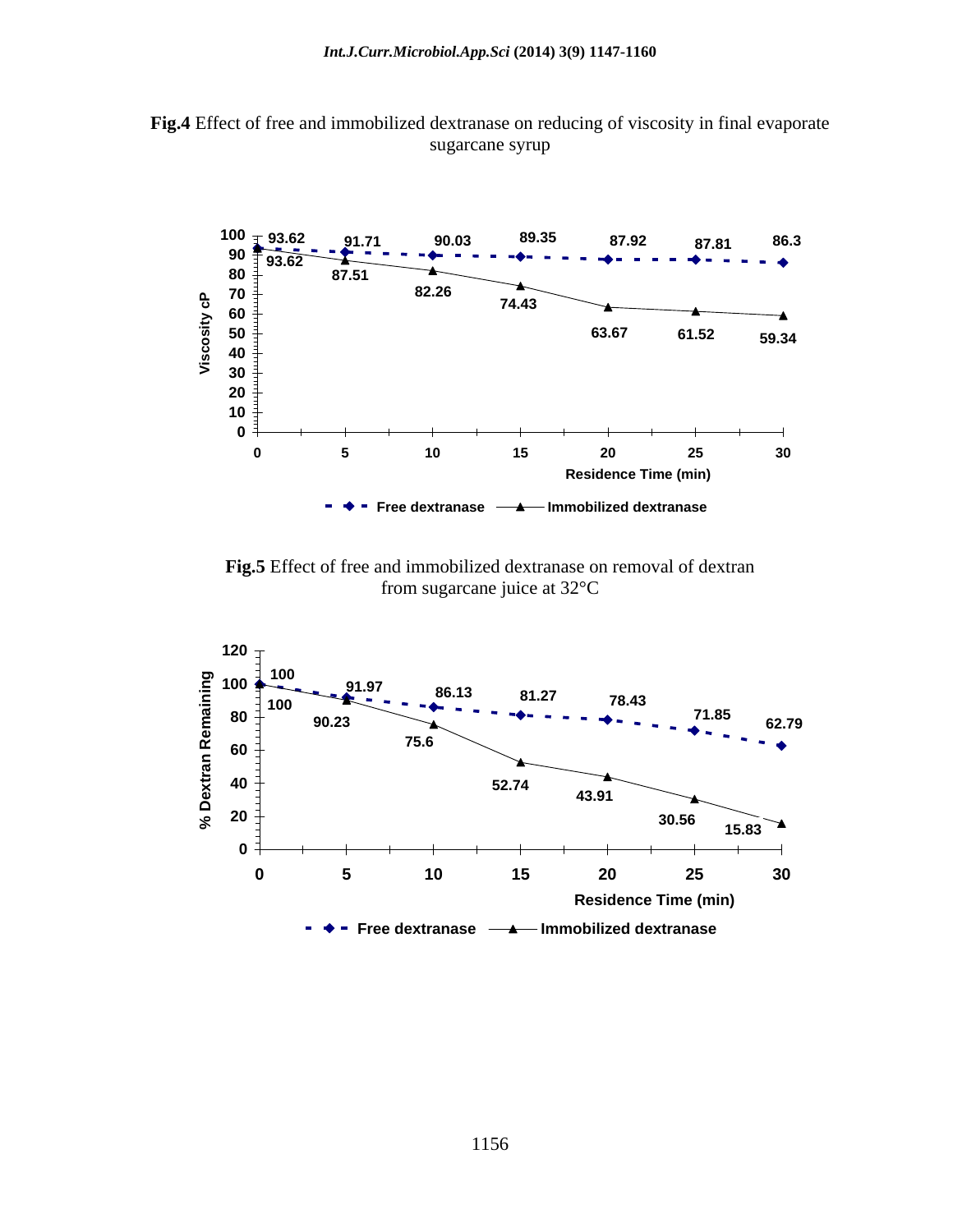**Fig.4** Effect of free and immobilized dextranase on reducing of viscosity in final evaporate sugarcane syrup

| Residence Time (min) | Free dextranase (Viscosity cP) | Immobilized dextranase (Viscosity cP) |
|---|---|---|
| 0 | 93.62 | 93.62 |
| 5 | 91.71 | 87.51 |
| 10 | 90.03 | 82.26 |
| 15 | 89.35 | 74.43 |
| 20 | 87.92 | 63.67 |
| 25 | 87.81 | 61.52 |
| 30 | 86.3 | 59.34 |

**Fig.5** Effect of free and immobilized dextranase on removal of dextran from sugarcane juice at 32°C

| Residence Time (min) | Free dextranase (% Dextran Remaining) | Immobilized dextranase (% Dextran Remaining) |
|---|---|---|
| 0 | 100 | 100 |
| 5 | 91.97 | 90.23 |
| 10 | 86.13 | 75.6 |
| 15 | 81.27 | 52.74 |
| 20 | 78.43 | 43.91 |
| 25 | 71.85 | 30.56 |
| 30 | 62.79 | 15.83 |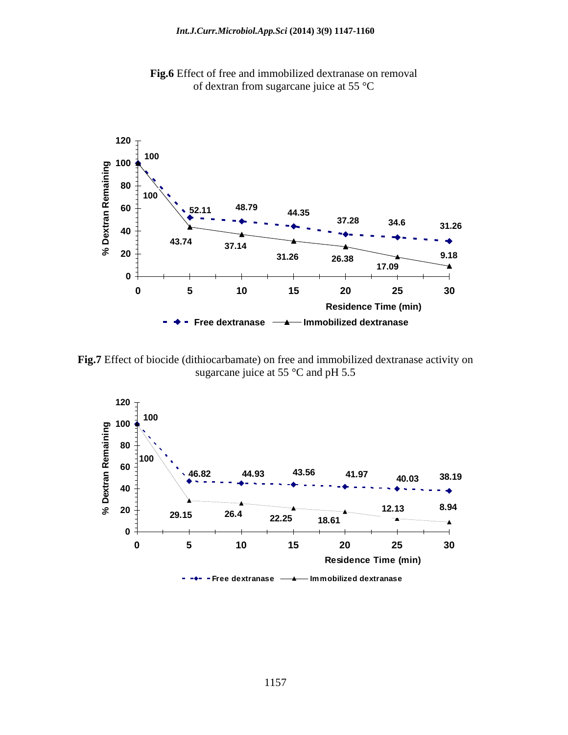**Fig.6** Effect of free and immobilized dextranase on removal of dextran from sugarcane juice at 55 °C

| Residence Time (min) | Free dextranase (% Dextran Remaining) | Immobilized dextranase (% Dextran Remaining) |
|---|---|---|
| 0 | 100 | 100 |
| 5 | 52.11 | 43.74 |
| 10 | 48.79 | 37.14 |
| 15 | 44.35 | 31.26 |
| 20 | 37.28 | 26.38 |
| 25 | 34.6 | 17.09 |
| 30 | 31.26 | 9.18 |

**Fig.7** Effect of biocide (dithiocarbamate) on free and immobilized dextranase activity on sugarcane juice at 55 °C and pH 5.5

| Residence Time (min) | Free dextranase (% Dextran Remaining) | Immobilized dextranase (% Dextran Remaining) |
|---|---|---|
| 0 | 100 | 100 |
| 5 | 46.82 | 29.15 |
| 10 | 44.93 | 26.4 |
| 15 | 43.56 | 22.25 |
| 20 | 41.97 | 18.61 |
| 25 | 40.03 | 12.13 |
| 30 | 38.19 | 8.94 |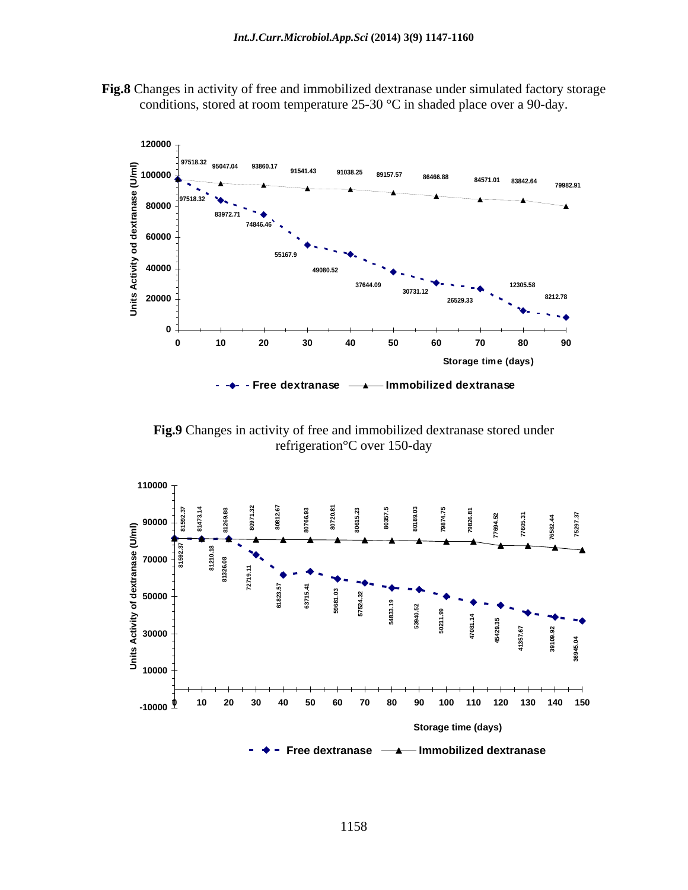**Fig.8** Changes in activity of free and immobilized dextranase under simulated factory storage conditions, stored at room temperature 25-30 °C in shaded place over a 90-day.

**Fig.9** Changes in activity of free and immobilized dextranase stored under refrigeration°C over 150-day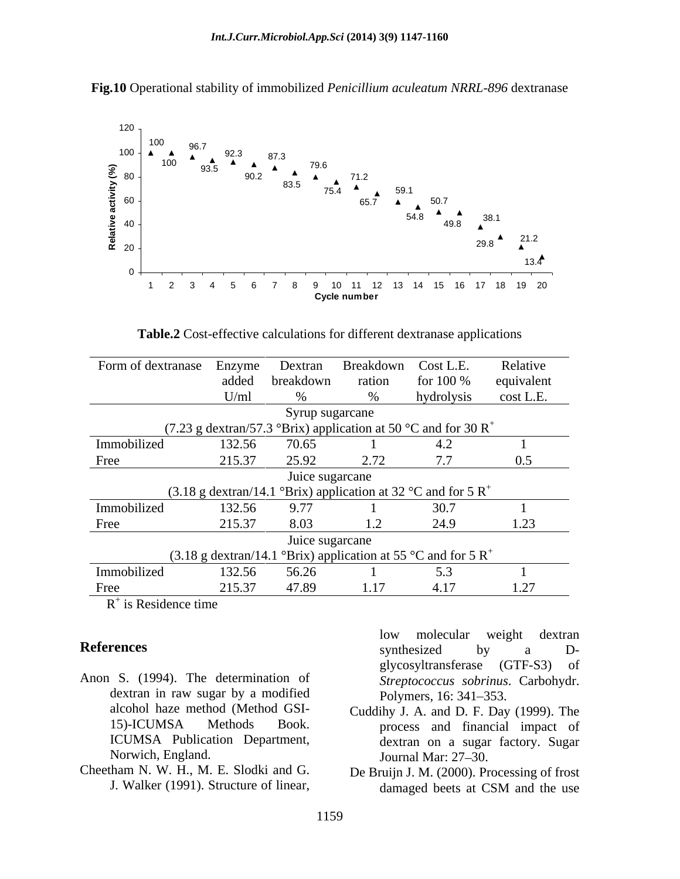**Fig.10** Operational stability of immobilized *Penicillium aculeatum NRRL-896* dextranase

**Table.2** Cost-effective calculations for different dextranase applications

| Form of dextranase | Enzyme added U/ml | Dextran breakdown % | Breakdown ration % | Cost L.E. for 100 % hydrolysis | Relative equivalent cost L.E. |
|---|---|---|---|---|---|
| Syrup sugarcane (7.23 g dextran/57.3 °Brix) application at 50 °C and for 30 R+ | | | | | |
| Immobilized | 132.56 | 70.65 | 1 | 4.2 | 1 |
| Free | 215.37 | 25.92 | 2.72 | 7.7 | 0.5 |
| Juice sugarcane (3.18 g dextran/14.1 °Brix) application at 32 °C and for 5 R+ | | | | | |
| Immobilized | 132.56 | 9.77 | 1 | 30.7 | 1 |
| Free | 215.37 | 8.03 | 1.2 | 24.9 | 1.23 |
| Juice sugarcane (3.18 g dextran/14.1 °Brix) application at 55 °C and for 5 R+ | | | | | |
| Immobilized | 132.56 | 56.26 | 1 | 5.3 | 1 |
| Free | 215.37 | 47.89 | 1.17 | 4.17 | 1.27 |

$R^+$ is Residence time

## References

Anon S. (1994). The determination of dextran in raw sugar by a modified alcohol haze method (Method GSI-15)-ICUMSA Methods Book. ICUMSA Publication Department, Norwich, England.

Cheetham N. W. H., M. E. Slodki and G. J. Walker (1991). Structure of linear, low molecular weight dextran synthesized by a D-glycosyltransferase (GTF-S3) of *Streptococcus sobrinus*. Carbohydr. Polymers, 16: 341–353.

Cuddihy J. A. and D. F. Day (1999). The process and financial impact of dextran on a sugar factory. Sugar Journal Mar: 27–30.

De Bruijn J. M. (2000). Processing of frost damaged beets at CSM and the use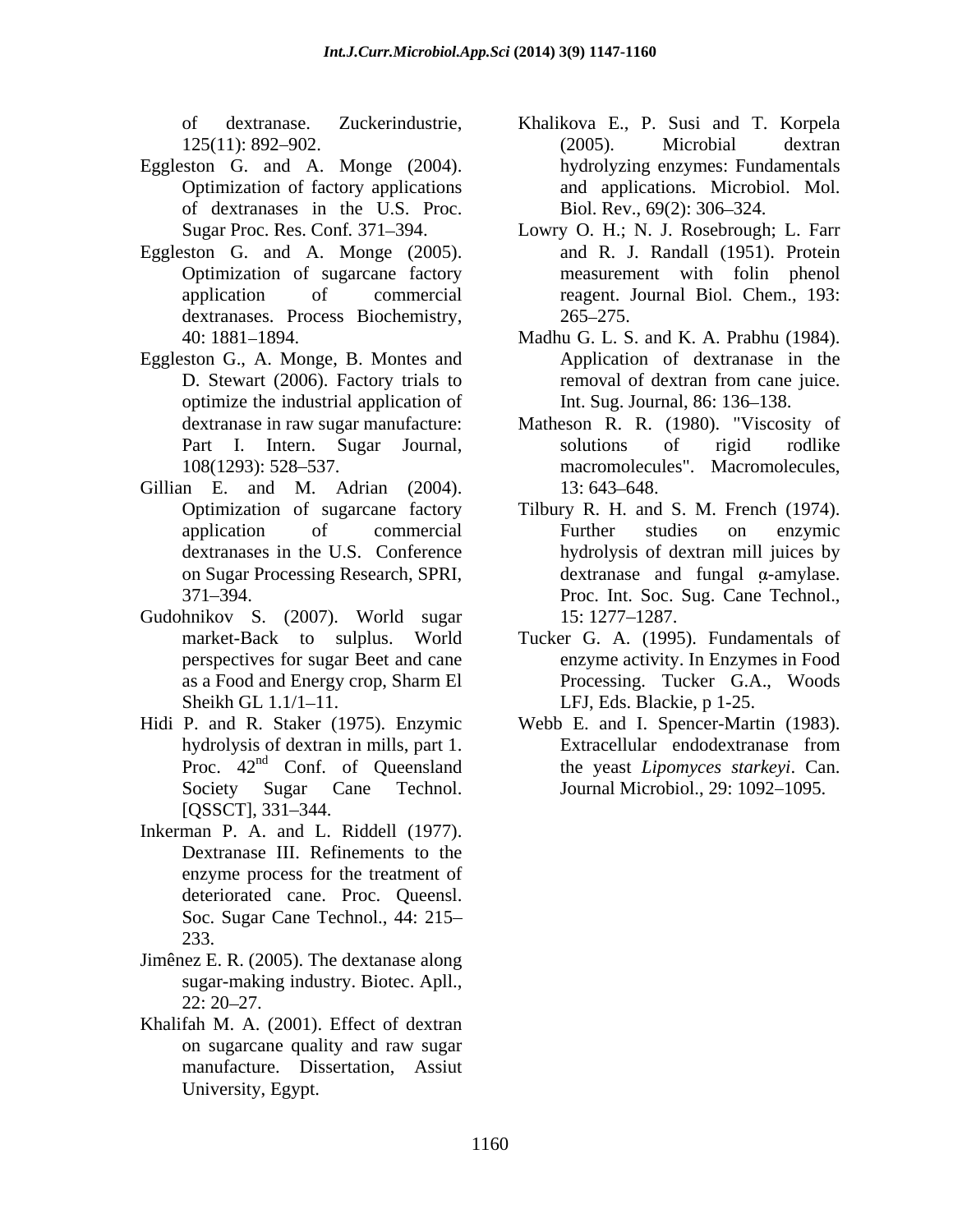of dextranase. Zuckerindustrie, 125(11): 892–902.

Eggleston G. and A. Monge (2004). Optimization of factory applications of dextranases in the U.S. Proc. Sugar Proc. Res. Conf. 371–394.

Eggleston G. and A. Monge (2005). Optimization of sugarcane factory application of commercial dextranases. Process Biochemistry, 40: 1881–1894.

Eggleston G., A. Monge, B. Montes and D. Stewart (2006). Factory trials to optimize the industrial application of dextranase in raw sugar manufacture: Part I. Intern. Sugar Journal, 108(1293): 528–537.

Gillian E. and M. Adrian (2004). Optimization of sugarcane factory application of commercial dextranases in the U.S. Conference on Sugar Processing Research, SPRI, 371–394.

Gudohnikov S. (2007). World sugar market-Back to sulplus. World perspectives for sugar Beet and cane as a Food and Energy crop, Sharm El Sheikh GL 1.1/1–11.

Hidi P. and R. Staker (1975). Enzymic hydrolysis of dextran in mills, part 1. Proc. 42nd Conf. of Queensland Society Sugar Cane Technol. [QSSCT], 331–344.

Inkerman P. A. and L. Riddell (1977). Dextranase III. Refinements to the enzyme process for the treatment of deteriorated cane. Proc. Queensl. Soc. Sugar Cane Technol., 44: 215–233.

Jimênez E. R. (2005). The dextanase along sugar-making industry. Biotec. Apll., 22: 20–27.

Khalifah M. A. (2001). Effect of dextran on sugarcane quality and raw sugar manufacture. Dissertation, Assiut University, Egypt.

Khalikova E., P. Susi and T. Korpela (2005). Microbial dextran hydrolyzing enzymes: Fundamentals and applications. Microbiol. Mol. Biol. Rev., 69(2): 306–324.

Lowry O. H.; N. J. Rosebrough; L. Farr and R. J. Randall (1951). Protein measurement with folin phenol reagent. Journal Biol. Chem., 193: 265–275.

Madhu G. L. S. and K. A. Prabhu (1984). Application of dextranase in the removal of dextran from cane juice. Int. Sug. Journal, 86: 136–138.

Matheson R. R. (1980). "Viscosity of solutions of rigid rodlike macromolecules". Macromolecules, 13: 643–648.

Tilbury R. H. and S. M. French (1974). Further studies on enzymic hydrolysis of dextran mill juices by dextranase and fungal α-amylase. Proc. Int. Soc. Sug. Cane Technol., 15: 1277–1287.

Tucker G. A. (1995). Fundamentals of enzyme activity. In Enzymes in Food Processing. Tucker G.A., Woods LFJ, Eds. Blackie, p 1-25.

Webb E. and I. Spencer-Martin (1983). Extracellular endodextranase from the yeast *Lipomyces starkeyi*. Can. Journal Microbiol., 29: 1092–1095.